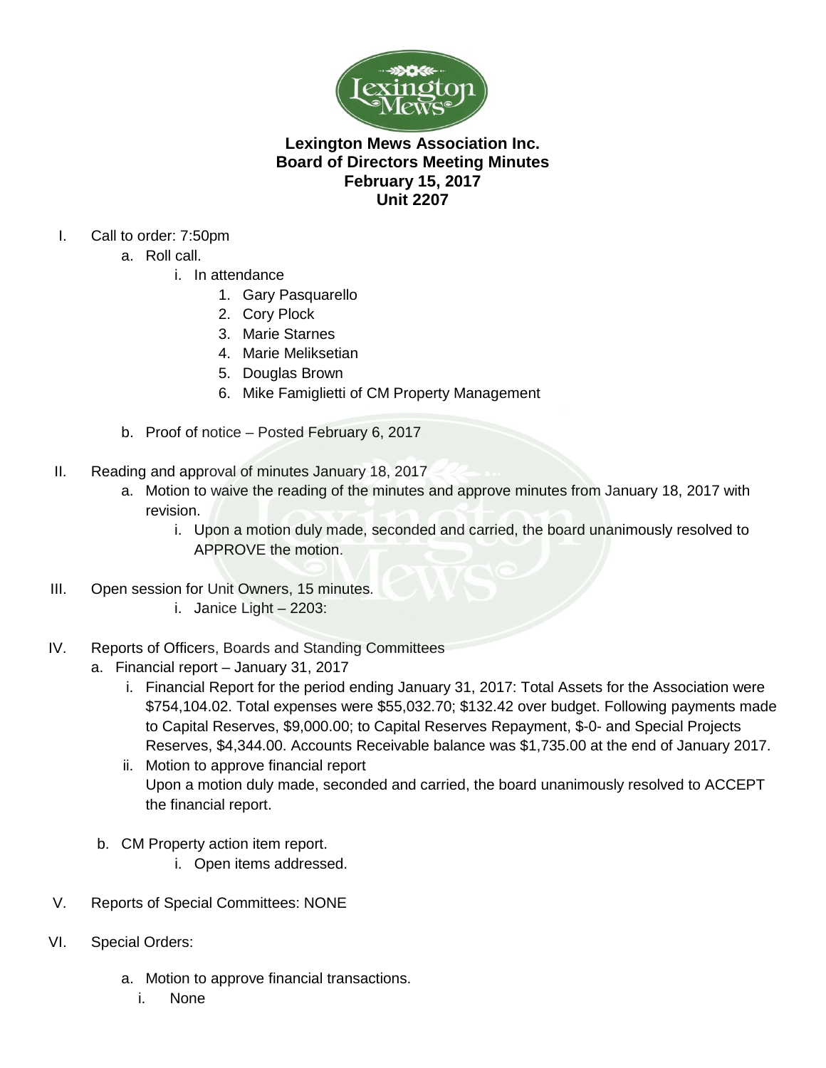**Lexington Mews Association Inc.**
**Board of Directors Meeting Minutes**
**February 15, 2017**
**Unit 2207**

I. Call to order: 7:50pm
   a. Roll call.
      i. In attendance
         1. Gary Pasquarello
         2. Cory Plock
         3. Marie Starnes
         4. Marie Meliksetian
         5. Douglas Brown
         6. Mike Famiglietti of CM Property Management

   b. Proof of notice – Posted February 6, 2017

II. Reading and approval of minutes January 18, 2017
   a. Motion to waive the reading of the minutes and approve minutes from January 18, 2017 with revision.
      i. Upon a motion duly made, seconded and carried, the board unanimously resolved to APPROVE the motion.

III. Open session for Unit Owners, 15 minutes.
      i. Janice Light – 2203:

IV. Reports of Officers, Boards and Standing Committees
   a. Financial report – January 31, 2017
      i. Financial Report for the period ending January 31, 2017: Total Assets for the Association were $754,104.02. Total expenses were $55,032.70; $132.42 over budget. Following payments made to Capital Reserves, $9,000.00; to Capital Reserves Repayment, $-0- and Special Projects Reserves, $4,344.00. Accounts Receivable balance was $1,735.00 at the end of January 2017.
      ii. Motion to approve financial report
      Upon a motion duly made, seconded and carried, the board unanimously resolved to ACCEPT the financial report.

   b. CM Property action item report.
      i. Open items addressed.

V. Reports of Special Committees: NONE

VI. Special Orders:

   a. Motion to approve financial transactions.
      i. None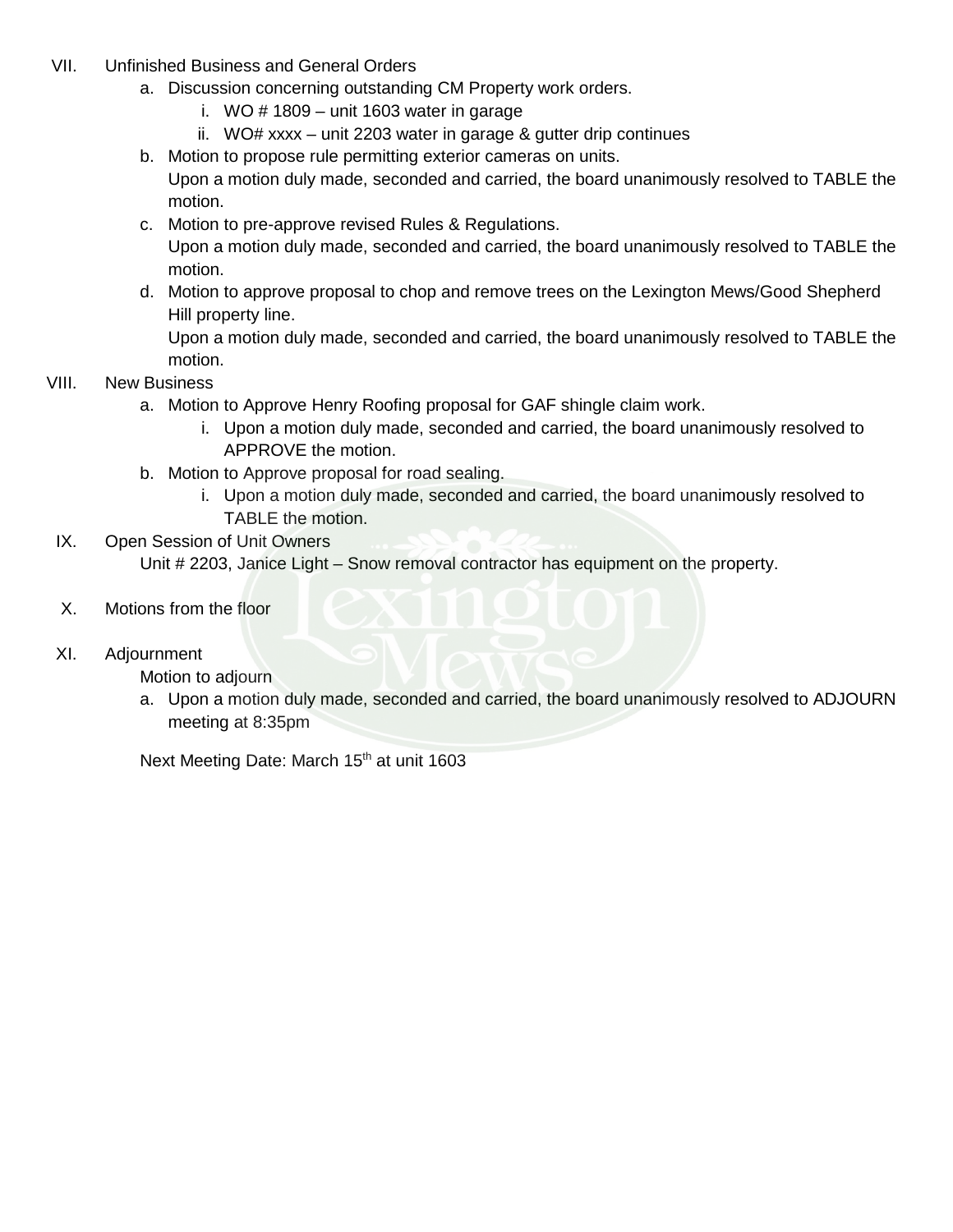VII. Unfinished Business and General Orders

a. Discussion concerning outstanding CM Property work orders.

i. WO # 1809 – unit 1603 water in garage

ii. WO# xxxx – unit 2203 water in garage & gutter drip continues

b. Motion to propose rule permitting exterior cameras on units.
Upon a motion duly made, seconded and carried, the board unanimously resolved to TABLE the motion.

c. Motion to pre-approve revised Rules & Regulations.
Upon a motion duly made, seconded and carried, the board unanimously resolved to TABLE the motion.

d. Motion to approve proposal to chop and remove trees on the Lexington Mews/Good Shepherd Hill property line.
Upon a motion duly made, seconded and carried, the board unanimously resolved to TABLE the motion.

VIII. New Business

a. Motion to Approve Henry Roofing proposal for GAF shingle claim work.

i. Upon a motion duly made, seconded and carried, the board unanimously resolved to APPROVE the motion.

b. Motion to Approve proposal for road sealing.

i. Upon a motion duly made, seconded and carried, the board unanimously resolved to TABLE the motion.

IX. Open Session of Unit Owners

Unit # 2203, Janice Light – Snow removal contractor has equipment on the property.

X. Motions from the floor

XI. Adjournment

Motion to adjourn

a. Upon a motion duly made, seconded and carried, the board unanimously resolved to ADJOURN meeting at 8:35pm

Next Meeting Date: March 15th at unit 1603